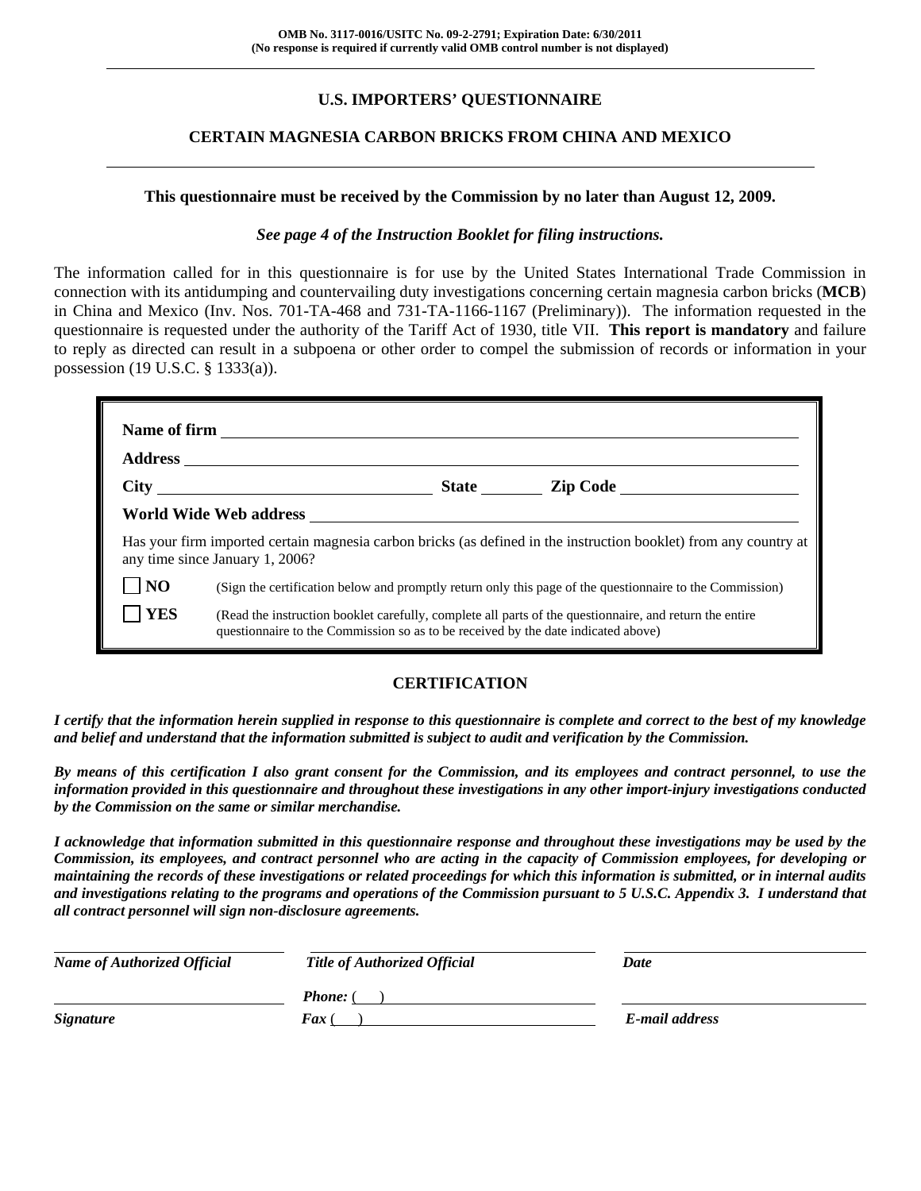OMB No. 3117-0016/USITC No. 09-2-2791; Expiration Date: 6/30/2011
(No response is required if currently valid OMB control number is not displayed)

# U.S. IMPORTERS' QUESTIONNAIRE

## CERTAIN MAGNESIA CARBON BRICKS FROM CHINA AND MEXICO

**This questionnaire must be received by the Commission by no later than August 12, 2009.**

***See page 4 of the Instruction Booklet for filing instructions.***

The information called for in this questionnaire is for use by the United States International Trade Commission in connection with its antidumping and countervailing duty investigations concerning certain magnesia carbon bricks (**MCB**) in China and Mexico (Inv. Nos. 701-TA-468 and 731-TA-1166-1167 (Preliminary)). The information requested in the questionnaire is requested under the authority of the Tariff Act of 1930, title VII. **This report is mandatory** and failure to reply as directed can result in a subpoena or other order to compel the submission of records or information in your possession (19 U.S.C. § 1333(a)).

**Name of firm** ______________________________

**Address** ______________________________

**City** ____________________ **State** ________ **Zip Code** ____________________

**World Wide Web address** ______________________________

Has your firm imported certain magnesia carbon bricks (as defined in the instruction booklet) from any country at any time since January 1, 2006?

☐ **NO** (Sign the certification below and promptly return only this page of the questionnaire to the Commission)

☐ **YES** (Read the instruction booklet carefully, complete all parts of the questionnaire, and return the entire questionnaire to the Commission so as to be received by the date indicated above)

## CERTIFICATION

***I certify that the information herein supplied in response to this questionnaire is complete and correct to the best of my knowledge and belief and understand that the information submitted is subject to audit and verification by the Commission.***

***By means of this certification I also grant consent for the Commission, and its employees and contract personnel, to use the information provided in this questionnaire and throughout these investigations in any other import-injury investigations conducted by the Commission on the same or similar merchandise.***

***I acknowledge that information submitted in this questionnaire response and throughout these investigations may be used by the Commission, its employees, and contract personnel who are acting in the capacity of Commission employees, for developing or maintaining the records of these investigations or related proceedings for which this information is submitted, or in internal audits and investigations relating to the programs and operations of the Commission pursuant to 5 U.S.C. Appendix 3. I understand that all contract personnel will sign non-disclosure agreements.***

| ____________________ | ____________________ | ____________________ |
|---|---|---|
| ***Name of Authorized Official*** | ***Title of Authorized Official*** | ***Date*** |
| ____________________ | ***Phone:*** (    ) ____________________ | ____________________ |
| ***Signature*** | ***Fax*** (    ) ____________________ | ***E-mail address*** |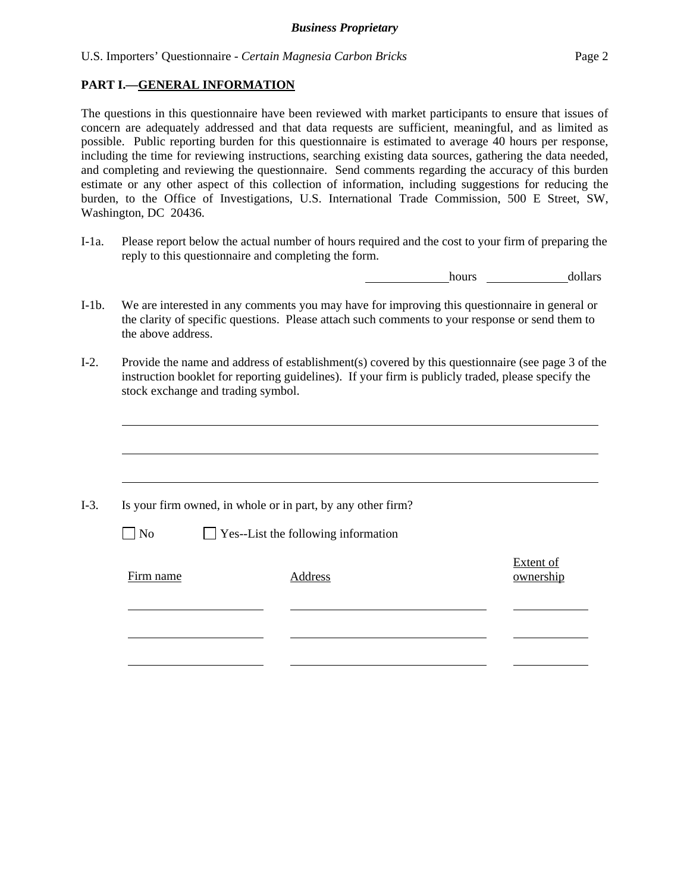**PART I.—GENERAL INFORMATION**

The questions in this questionnaire have been reviewed with market participants to ensure that issues of concern are adequately addressed and that data requests are sufficient, meaningful, and as limited as possible. Public reporting burden for this questionnaire is estimated to average 40 hours per response, including the time for reviewing instructions, searching existing data sources, gathering the data needed, and completing and reviewing the questionnaire. Send comments regarding the accuracy of this burden estimate or any other aspect of this collection of information, including suggestions for reducing the burden, to the Office of Investigations, U.S. International Trade Commission, 500 E Street, SW, Washington, DC 20436.

I-1a. Please report below the actual number of hours required and the cost to your firm of preparing the reply to this questionnaire and completing the form.

______________ hours ______________ dollars

I-1b. We are interested in any comments you may have for improving this questionnaire in general or the clarity of specific questions. Please attach such comments to your response or send them to the above address.

I-2. Provide the name and address of establishment(s) covered by this questionnaire (see page 3 of the instruction booklet for reporting guidelines). If your firm is publicly traded, please specify the stock exchange and trading symbol.

________________________________________________________________________________

________________________________________________________________________________

________________________________________________________________________________

I-3. Is your firm owned, in whole or in part, by any other firm?

☐ No ☐ Yes--List the following information

| Firm name | Address | Extent of ownership |
|---|---|---|
| | | |
| | | |
| | | |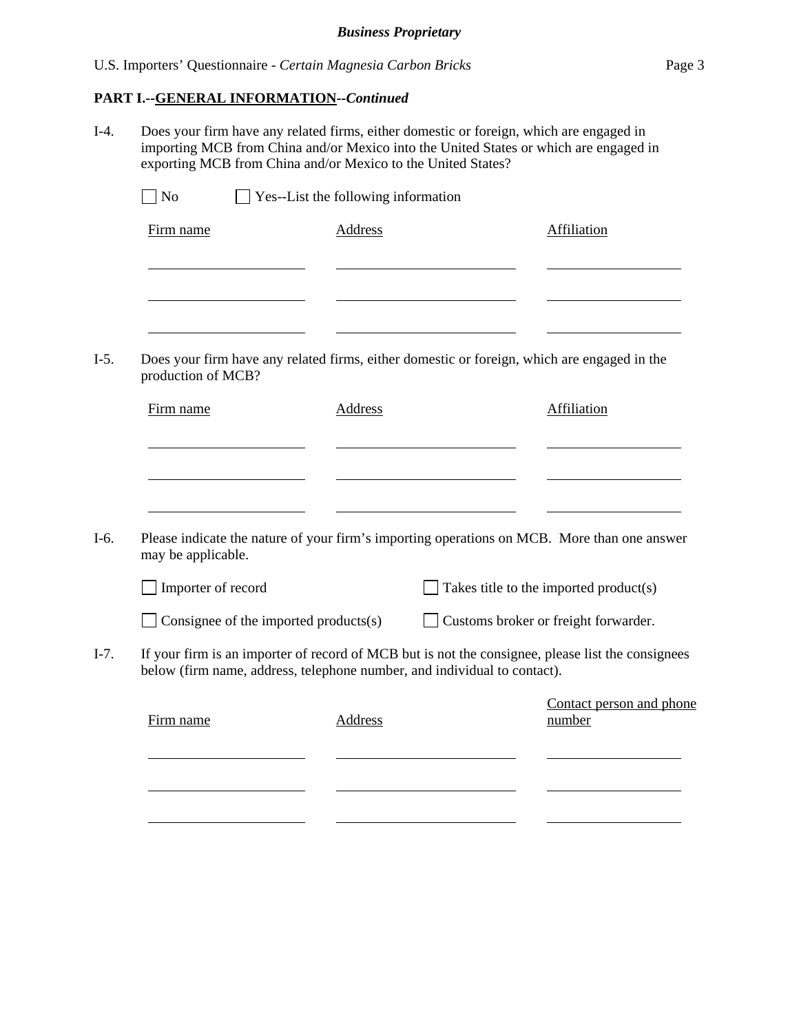**Business Proprietary**

## PART I.--GENERAL INFORMATION--*Continued*

I-4. Does your firm have any related firms, either domestic or foreign, which are engaged in importing MCB from China and/or Mexico into the United States or which are engaged in exporting MCB from China and/or Mexico to the United States?

☐ No ☐ Yes--List the following information

| Firm name | Address | Affiliation |
|---|---|---|
| | | |
| | | |
| | | |

I-5. Does your firm have any related firms, either domestic or foreign, which are engaged in the production of MCB?

| Firm name | Address | Affiliation |
|---|---|---|
| | | |
| | | |
| | | |

I-6. Please indicate the nature of your firm's importing operations on MCB. More than one answer may be applicable.

☐ Importer of record ☐ Takes title to the imported product(s)

☐ Consignee of the imported products(s) ☐ Customs broker or freight forwarder.

I-7. If your firm is an importer of record of MCB but is not the consignee, please list the consignees below (firm name, address, telephone number, and individual to contact).

| Firm name | Address | Contact person and phone number |
|---|---|---|
| | | |
| | | |
| | | |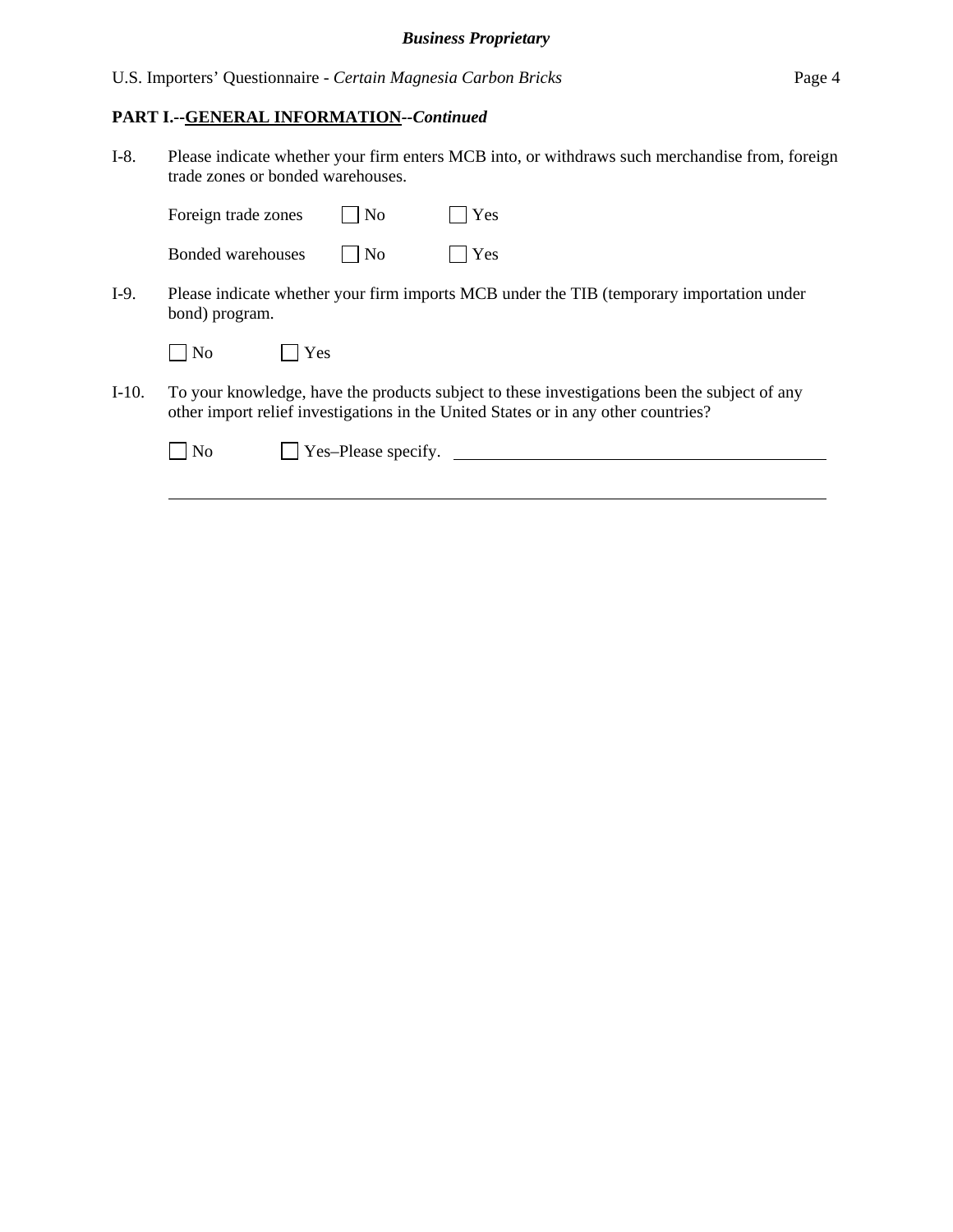**PART I.--GENERAL INFORMATION--*Continued***

I-8. Please indicate whether your firm enters MCB into, or withdraws such merchandise from, foreign trade zones or bonded warehouses.

Foreign trade zones ☐ No ☐ Yes

Bonded warehouses ☐ No ☐ Yes

I-9. Please indicate whether your firm imports MCB under the TIB (temporary importation under bond) program.

☐ No ☐ Yes

I-10. To your knowledge, have the products subject to these investigations been the subject of any other import relief investigations in the United States or in any other countries?

☐ No ☐ Yes–Please specify. ______________________________________________

_____________________________________________________________________________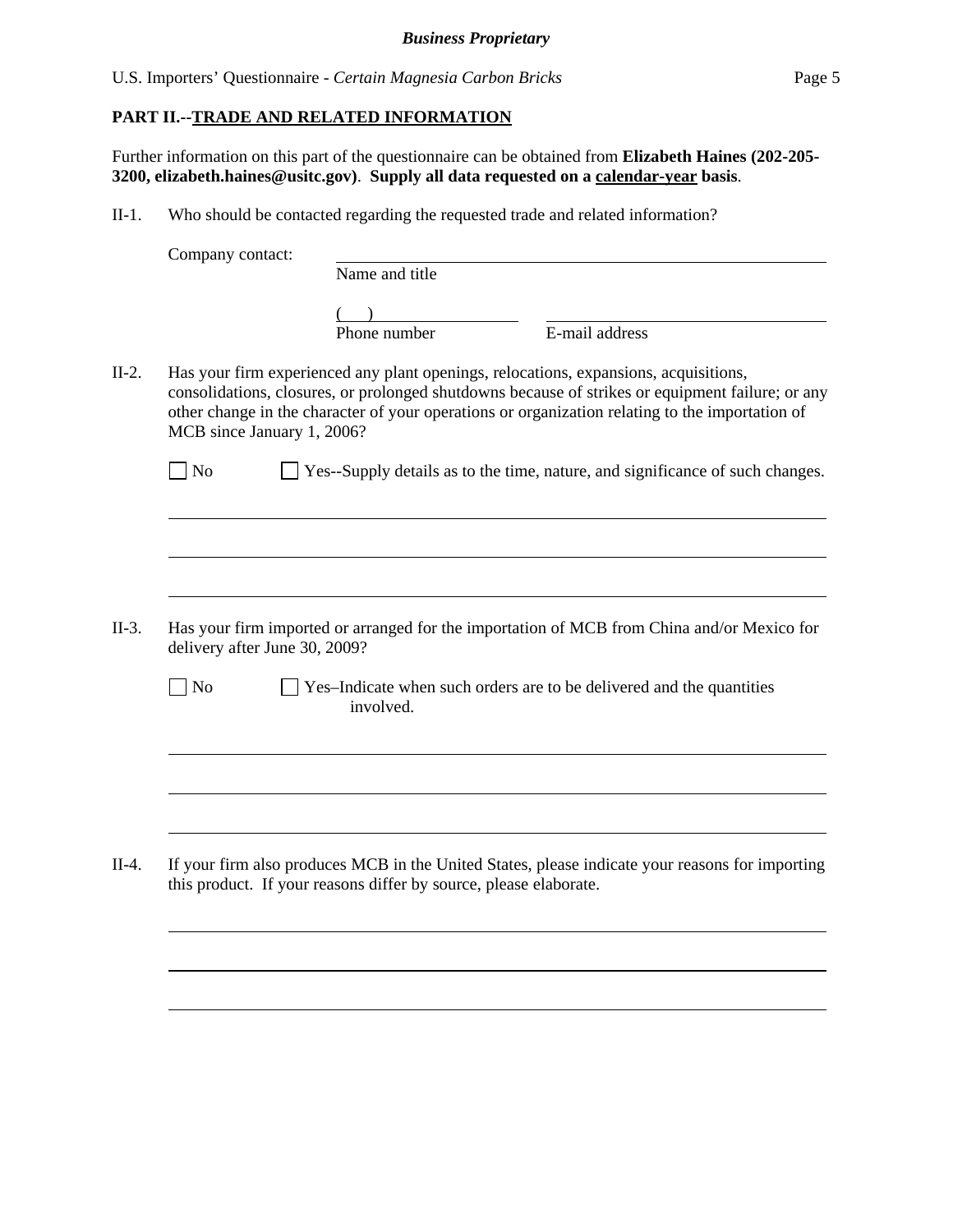**PART II.--TRADE AND RELATED INFORMATION**

Further information on this part of the questionnaire can be obtained from **Elizabeth Haines (202-205-3200, elizabeth.haines@usitc.gov)**. **Supply all data requested on a calendar-year basis**.

II-1. Who should be contacted regarding the requested trade and related information?

Company contact: ______________________________
Name and title

( ) ______________ ______________________
Phone number E-mail address

II-2. Has your firm experienced any plant openings, relocations, expansions, acquisitions, consolidations, closures, or prolonged shutdowns because of strikes or equipment failure; or any other change in the character of your operations or organization relating to the importation of MCB since January 1, 2006?

☐ No ☐ Yes--Supply details as to the time, nature, and significance of such changes.

______________________________________________

______________________________________________

______________________________________________

II-3. Has your firm imported or arranged for the importation of MCB from China and/or Mexico for delivery after June 30, 2009?

☐ No ☐ Yes–Indicate when such orders are to be delivered and the quantities involved.

______________________________________________

______________________________________________

______________________________________________

II-4. If your firm also produces MCB in the United States, please indicate your reasons for importing this product. If your reasons differ by source, please elaborate.

______________________________________________

______________________________________________

______________________________________________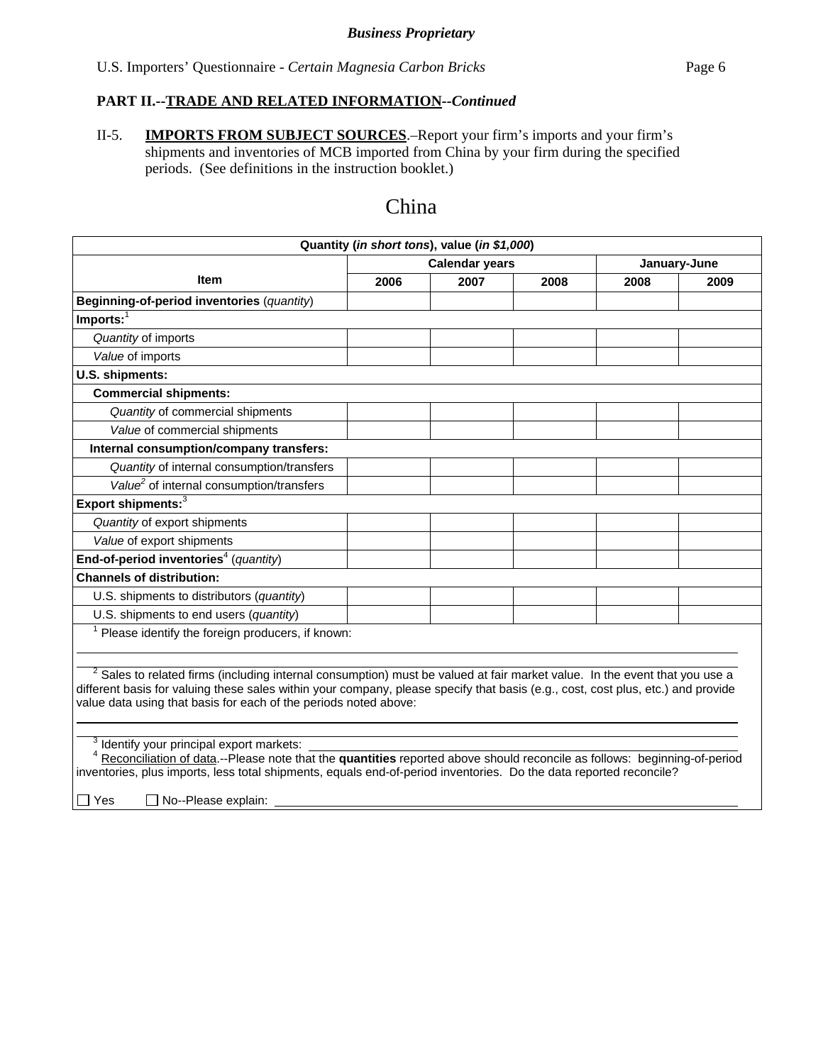**PART II.--TRADE AND RELATED INFORMATION--*Continued***

II-5. **IMPORTS FROM SUBJECT SOURCES**.–Report your firm's imports and your firm's shipments and inventories of MCB imported from China by your firm during the specified periods. (See definitions in the instruction booklet.)

# China

| Quantity (*in short tons*), value (*in $1,000*) | | | | | |
|---|---|---|---|---|---|
| **Item** | **Calendar years** | | | **January-June** | |
| | **2006** | **2007** | **2008** | **2008** | **2009** |
| **Beginning-of-period inventories** (*quantity*) | | | | | |
| **Imports:**[1] | | | | | |
| *Quantity* of imports | | | | | |
| *Value* of imports | | | | | |
| **U.S. shipments:** | | | | | |
| **Commercial shipments:** | | | | | |
| *Quantity* of commercial shipments | | | | | |
| *Value* of commercial shipments | | | | | |
| **Internal consumption/company transfers:** | | | | | |
| *Quantity* of internal consumption/transfers | | | | | |
| *Value*[2] of internal consumption/transfers | | | | | |
| **Export shipments:**[3] | | | | | |
| *Quantity* of export shipments | | | | | |
| *Value* of export shipments | | | | | |
| **End-of-period inventories**[4] (*quantity*) | | | | | |
| **Channels of distribution:** | | | | | |
| U.S. shipments to distributors (*quantity*) | | | | | |
| U.S. shipments to end users (*quantity*) | | | | | |

[1] Please identify the foreign producers, if known: ______________________________

[2] Sales to related firms (including internal consumption) must be valued at fair market value. In the event that you use a different basis for valuing these sales within your company, please specify that basis (e.g., cost, cost plus, etc.) and provide value data using that basis for each of the periods noted above: ______________________________

[3] Identify your principal export markets: ______________________________

[4] Reconciliation of data.--Please note that the **quantities** reported above should reconcile as follows: beginning-of-period inventories, plus imports, less total shipments, equals end-of-period inventories. Do the data reported reconcile?

☐ Yes ☐ No--Please explain: ______________________________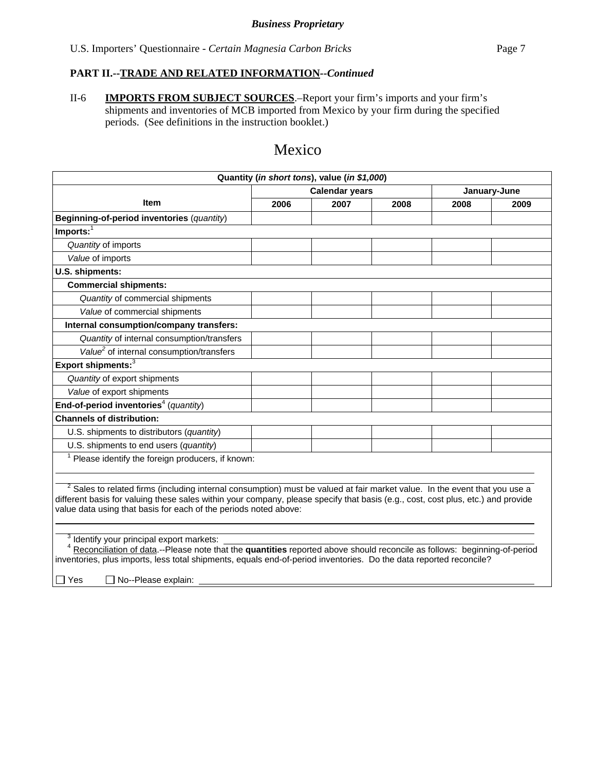*Business Proprietary*

U.S. Importers' Questionnaire - *Certain Magnesia Carbon Bricks*

**PART II.--TRADE AND RELATED INFORMATION--*Continued***

II-6 **IMPORTS FROM SUBJECT SOURCES**.–Report your firm's imports and your firm's shipments and inventories of MCB imported from Mexico by your firm during the specified periods. (See definitions in the instruction booklet.)

# Mexico

| Quantity (*in short tons*), value (*in $1,000*) | | | | | |
|---|---|---|---|---|---|
| **Item** | **Calendar years** | | | **January-June** | |
| | **2006** | **2007** | **2008** | **2008** | **2009** |
| **Beginning-of-period inventories** (*quantity*) | | | | | |
| **Imports:**[1] | | | | | |
| *Quantity* of imports | | | | | |
| *Value* of imports | | | | | |
| **U.S. shipments:** | | | | | |
| **Commercial shipments:** | | | | | |
| *Quantity* of commercial shipments | | | | | |
| *Value* of commercial shipments | | | | | |
| **Internal consumption/company transfers:** | | | | | |
| *Quantity* of internal consumption/transfers | | | | | |
| *Value*[2] of internal consumption/transfers | | | | | |
| **Export shipments:**[3] | | | | | |
| *Quantity* of export shipments | | | | | |
| *Value* of export shipments | | | | | |
| **End-of-period inventories**[4] (*quantity*) | | | | | |
| **Channels of distribution:** | | | | | |
| U.S. shipments to distributors (*quantity*) | | | | | |
| U.S. shipments to end users (*quantity*) | | | | | |

[1] Please identify the foreign producers, if known: ______

[2] Sales to related firms (including internal consumption) must be valued at fair market value. In the event that you use a different basis for valuing these sales within your company, please specify that basis (e.g., cost, cost plus, etc.) and provide value data using that basis for each of the periods noted above: ______

[3] Identify your principal export markets: ______

[4] Reconciliation of data.--Please note that the **quantities** reported above should reconcile as follows: beginning-of-period inventories, plus imports, less total shipments, equals end-of-period inventories. Do the data reported reconcile?

☐ Yes ☐ No--Please explain: ______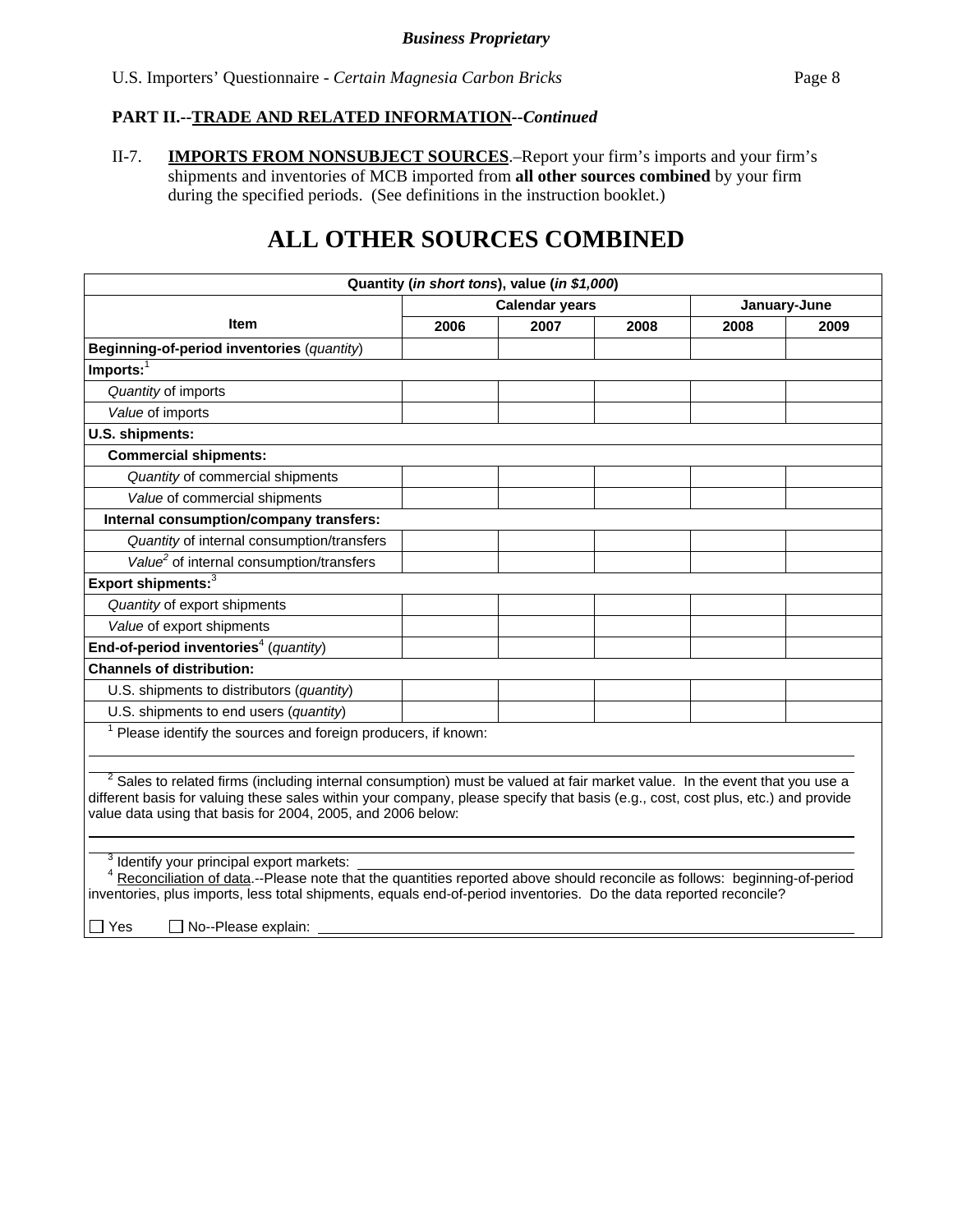**PART II.--TRADE AND RELATED INFORMATION--*Continued***

II-7. **IMPORTS FROM NONSUBJECT SOURCES**.–Report your firm's imports and your firm's shipments and inventories of MCB imported from **all other sources combined** by your firm during the specified periods. (See definitions in the instruction booklet.)

# ALL OTHER SOURCES COMBINED

| Quantity (*in short tons*), value (*in $1,000*) | | | | | |
|---|---|---|---|---|---|
| Item | Calendar years | | | January-June | |
| | 2006 | 2007 | 2008 | 2008 | 2009 |
| **Beginning-of-period inventories** (*quantity*) | | | | | |
| **Imports:**[1] | | | | | |
| *Quantity* of imports | | | | | |
| *Value* of imports | | | | | |
| **U.S. shipments:** | | | | | |
| **Commercial shipments:** | | | | | |
| *Quantity* of commercial shipments | | | | | |
| *Value* of commercial shipments | | | | | |
| **Internal consumption/company transfers:** | | | | | |
| *Quantity* of internal consumption/transfers | | | | | |
| *Value*[2] of internal consumption/transfers | | | | | |
| **Export shipments:**[3] | | | | | |
| *Quantity* of export shipments | | | | | |
| *Value* of export shipments | | | | | |
| **End-of-period inventories**[4] (*quantity*) | | | | | |
| **Channels of distribution:** | | | | | |
| U.S. shipments to distributors (*quantity*) | | | | | |
| U.S. shipments to end users (*quantity*) | | | | | |

[1] Please identify the sources and foreign producers, if known: \_\_\_\_\_\_\_\_\_\_

[2] Sales to related firms (including internal consumption) must be valued at fair market value. In the event that you use a different basis for valuing these sales within your company, please specify that basis (e.g., cost, cost plus, etc.) and provide value data using that basis for 2004, 2005, and 2006 below: \_\_\_\_\_\_\_\_\_\_

[3] Identify your principal export markets: \_\_\_\_\_\_\_\_\_\_

[4] Reconciliation of data.--Please note that the quantities reported above should reconcile as follows: beginning-of-period inventories, plus imports, less total shipments, equals end-of-period inventories. Do the data reported reconcile?

☐ Yes ☐ No--Please explain: \_\_\_\_\_\_\_\_\_\_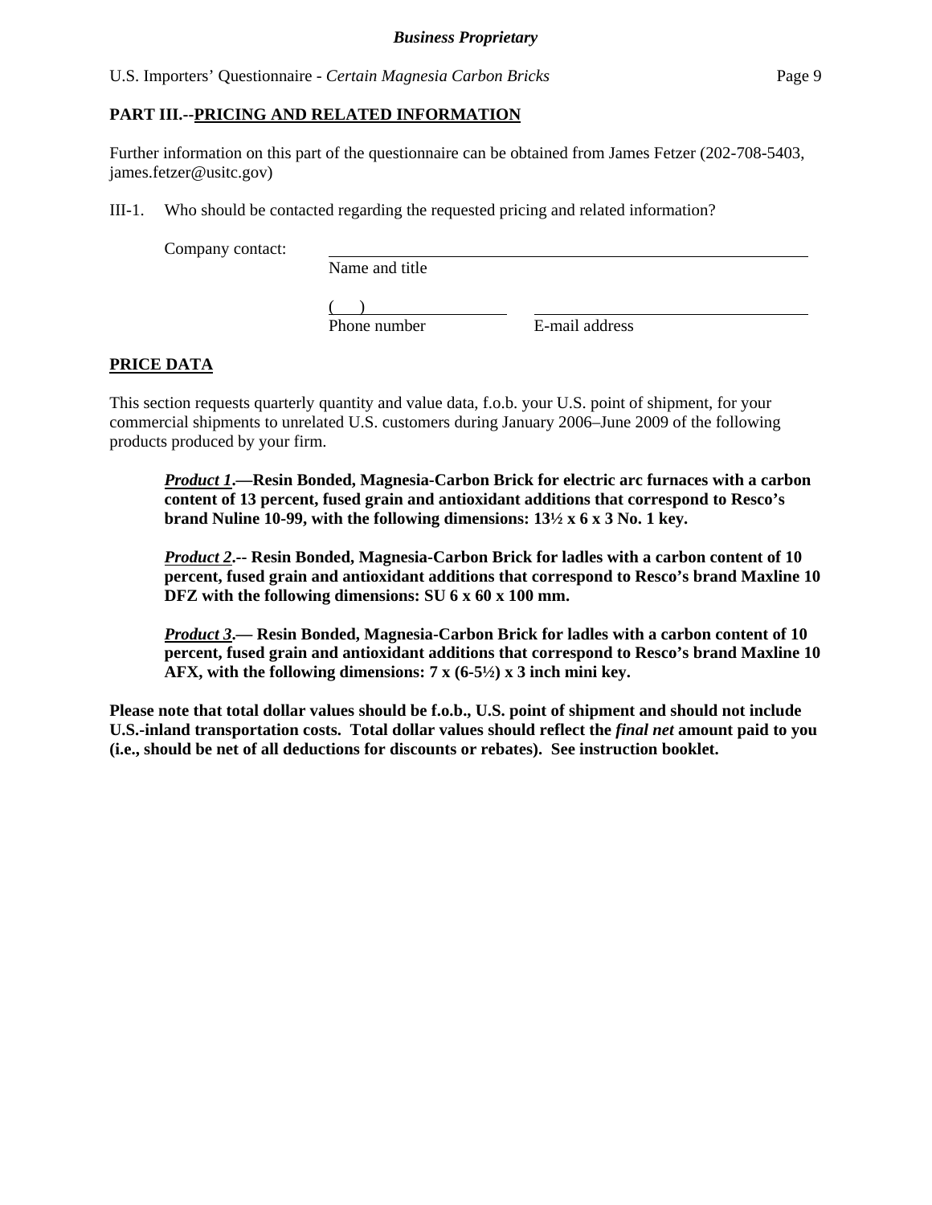## PART III.--PRICING AND RELATED INFORMATION

Further information on this part of the questionnaire can be obtained from James Fetzer (202-708-5403, james.fetzer@usitc.gov)

III-1. Who should be contacted regarding the requested pricing and related information?

Company contact: ______________________________
Name and title

(    ) ______________    ______________________
Phone number    E-mail address

### PRICE DATA

This section requests quarterly quantity and value data, f.o.b. your U.S. point of shipment, for your commercial shipments to unrelated U.S. customers during January 2006–June 2009 of the following products produced by your firm.

> ***Product 1*****.—Resin Bonded, Magnesia-Carbon Brick for electric arc furnaces with a carbon content of 13 percent, fused grain and antioxidant additions that correspond to Resco's brand Nuline 10-99, with the following dimensions: 13½ x 6 x 3 No. 1 key.**
>
> ***Product 2*****.-- Resin Bonded, Magnesia-Carbon Brick for ladles with a carbon content of 10 percent, fused grain and antioxidant additions that correspond to Resco's brand Maxline 10 DFZ with the following dimensions: SU 6 x 60 x 100 mm.**
>
> ***Product 3*****.— Resin Bonded, Magnesia-Carbon Brick for ladles with a carbon content of 10 percent, fused grain and antioxidant additions that correspond to Resco's brand Maxline 10 AFX, with the following dimensions: 7 x (6-5½) x 3 inch mini key.**

**Please note that total dollar values should be f.o.b., U.S. point of shipment and should not include U.S.-inland transportation costs. Total dollar values should reflect the *final net* amount paid to you (i.e., should be net of all deductions for discounts or rebates). See instruction booklet.**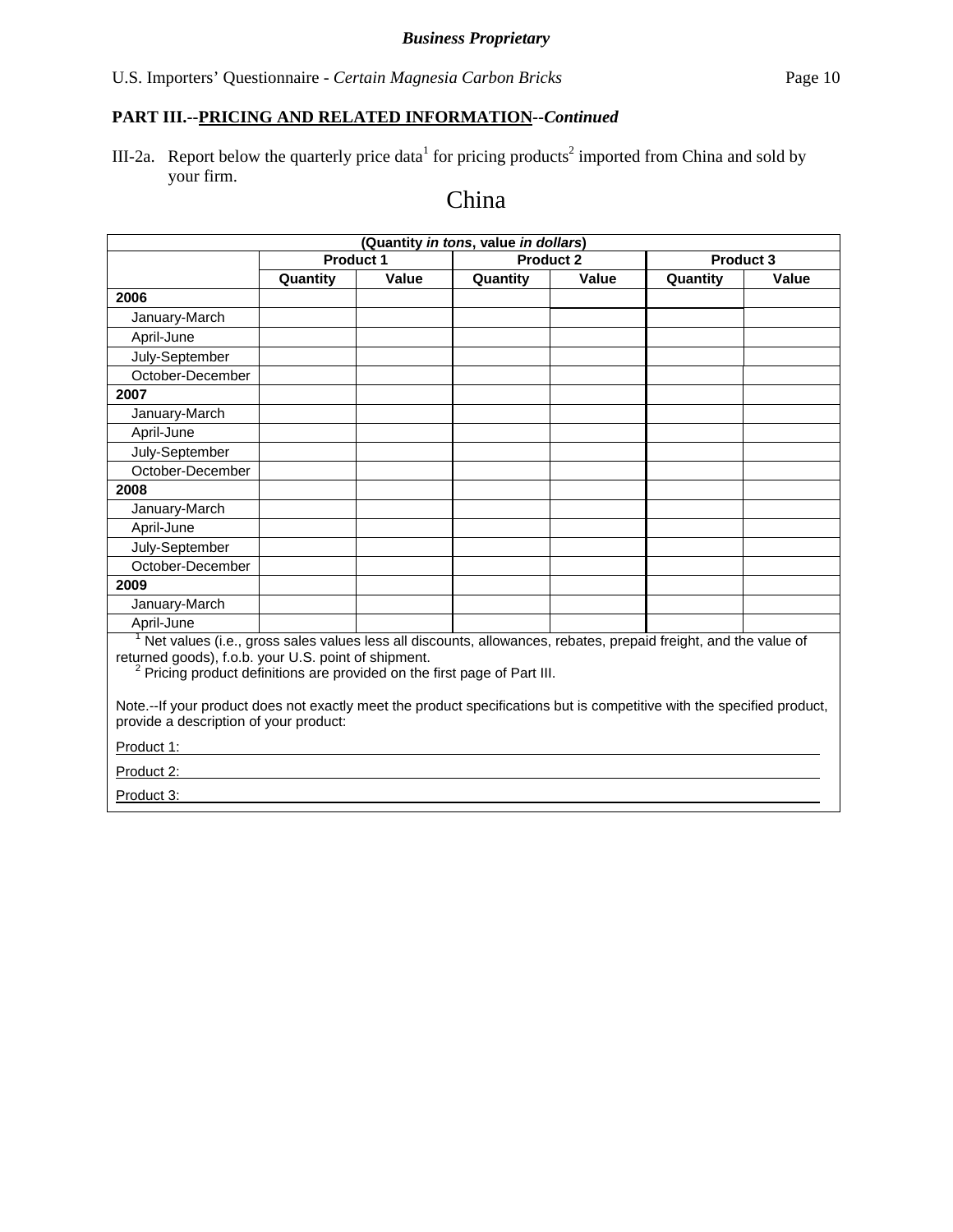**Business Proprietary**

## PART III.--PRICING AND RELATED INFORMATION--*Continued*

III-2a. Report below the quarterly price data[1] for pricing products[2] imported from China and sold by your firm.

# China

| (Quantity *in tons*, value *in dollars*) | | | | | | |
|---|---|---|---|---|---|---|
| | Product 1 | | Product 2 | | Product 3 | |
| | Quantity | Value | Quantity | Value | Quantity | Value |
| **2006** | | | | | | |
| January-March | | | | | | |
| April-June | | | | | | |
| July-September | | | | | | |
| October-December | | | | | | |
| **2007** | | | | | | |
| January-March | | | | | | |
| April-June | | | | | | |
| July-September | | | | | | |
| October-December | | | | | | |
| **2008** | | | | | | |
| January-March | | | | | | |
| April-June | | | | | | |
| July-September | | | | | | |
| October-December | | | | | | |
| **2009** | | | | | | |
| January-March | | | | | | |
| April-June | | | | | | |

[1] Net values (i.e., gross sales values less all discounts, allowances, rebates, prepaid freight, and the value of returned goods), f.o.b. your U.S. point of shipment.

[2] Pricing product definitions are provided on the first page of Part III.

Note.--If your product does not exactly meet the product specifications but is competitive with the specified product, provide a description of your product:

Product 1: ______________________________

Product 2: ______________________________

Product 3: ______________________________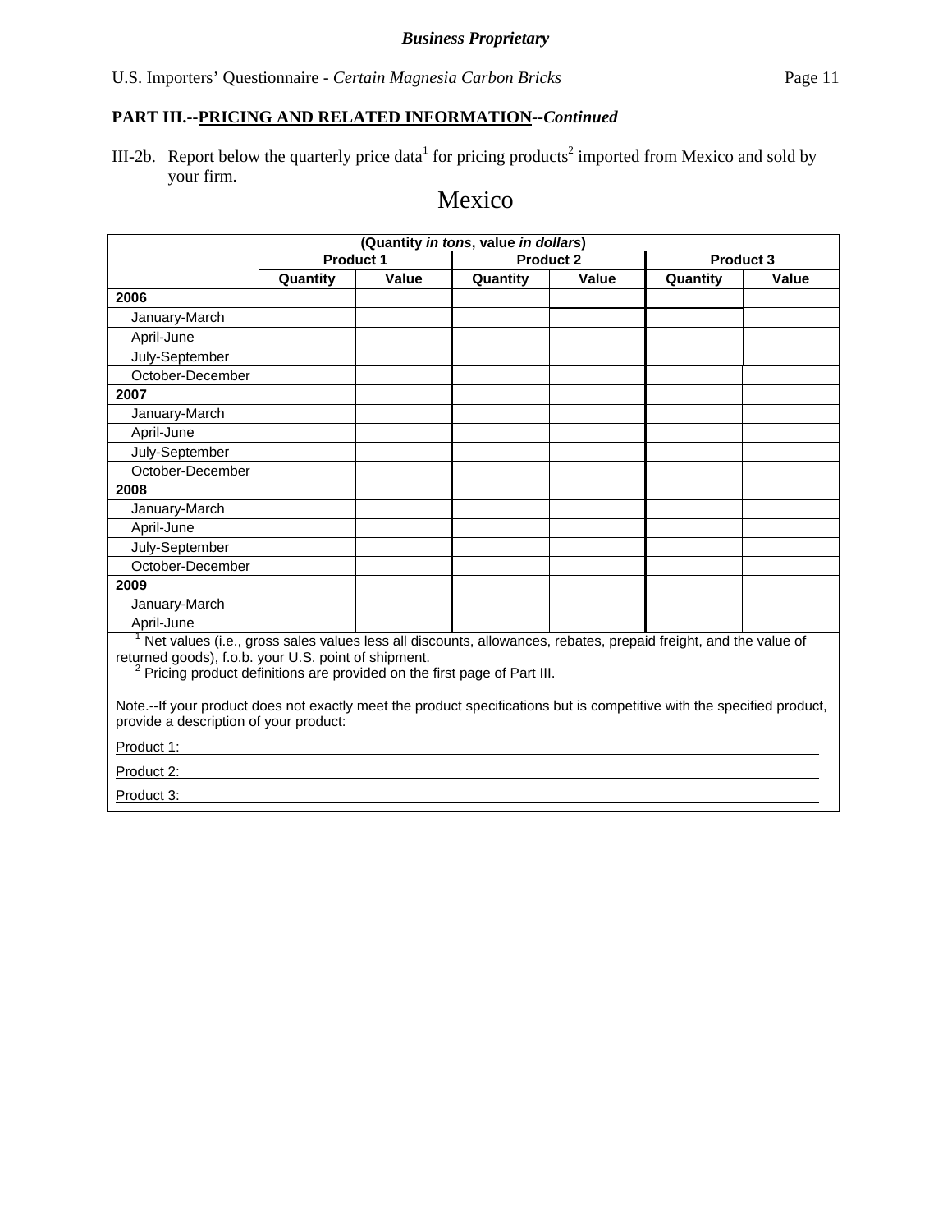**PART III.--PRICING AND RELATED INFORMATION--*Continued***

III-2b. Report below the quarterly price data[1] for pricing products[2] imported from Mexico and sold by your firm.

# Mexico

| (Quantity *in tons*, value *in dollars*) | | | | | | |
|---|---|---|---|---|---|---|
| | **Product 1** | | **Product 2** | | **Product 3** | |
| | **Quantity** | **Value** | **Quantity** | **Value** | **Quantity** | **Value** |
| **2006** | | | | | | |
| January-March | | | | | | |
| April-June | | | | | | |
| July-September | | | | | | |
| October-December | | | | | | |
| **2007** | | | | | | |
| January-March | | | | | | |
| April-June | | | | | | |
| July-September | | | | | | |
| October-December | | | | | | |
| **2008** | | | | | | |
| January-March | | | | | | |
| April-June | | | | | | |
| July-September | | | | | | |
| October-December | | | | | | |
| **2009** | | | | | | |
| January-March | | | | | | |
| April-June | | | | | | |

[1] Net values (i.e., gross sales values less all discounts, allowances, rebates, prepaid freight, and the value of returned goods), f.o.b. your U.S. point of shipment.

[2] Pricing product definitions are provided on the first page of Part III.

Note.--If your product does not exactly meet the product specifications but is competitive with the specified product, provide a description of your product:

Product 1: ______________________________________________________________

Product 2: ______________________________________________________________

Product 3: ______________________________________________________________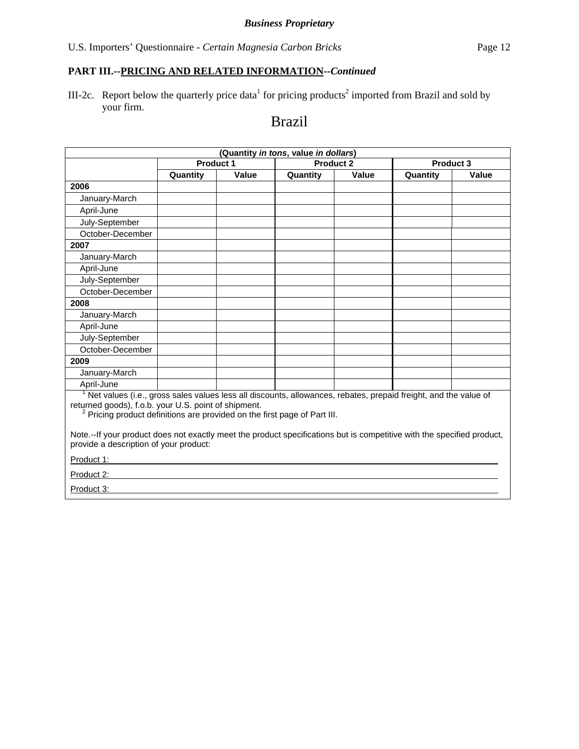*Business Proprietary*

## PART III.--PRICING AND RELATED INFORMATION--*Continued*

III-2c. Report below the quarterly price data[1] for pricing products[2] imported from Brazil and sold by your firm.

### Brazil

| (Quantity *in tons*, value *in dollars*) | | | | | | |
|---|---|---|---|---|---|---|
| | Product 1 | | Product 2 | | Product 3 | |
| | Quantity | Value | Quantity | Value | Quantity | Value |
| **2006** | | | | | | |
| January-March | | | | | | |
| April-June | | | | | | |
| July-September | | | | | | |
| October-December | | | | | | |
| **2007** | | | | | | |
| January-March | | | | | | |
| April-June | | | | | | |
| July-September | | | | | | |
| October-December | | | | | | |
| **2008** | | | | | | |
| January-March | | | | | | |
| April-June | | | | | | |
| July-September | | | | | | |
| October-December | | | | | | |
| **2009** | | | | | | |
| January-March | | | | | | |
| April-June | | | | | | |

[1] Net values (i.e., gross sales values less all discounts, allowances, rebates, prepaid freight, and the value of returned goods), f.o.b. your U.S. point of shipment.

[2] Pricing product definitions are provided on the first page of Part III.

Note.--If your product does not exactly meet the product specifications but is competitive with the specified product, provide a description of your product:

Product 1: ____________________

Product 2: ____________________

Product 3: ____________________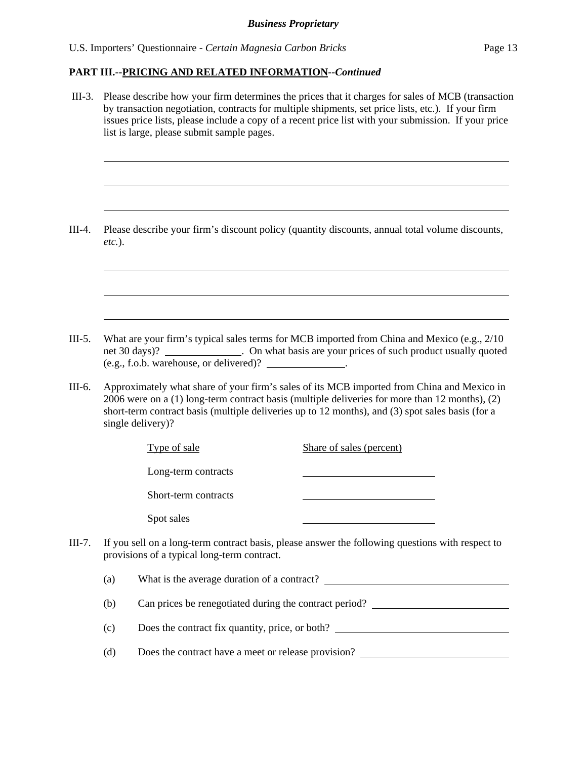**PART III.--PRICING AND RELATED INFORMATION--*Continued***

III-3. Please describe how your firm determines the prices that it charges for sales of MCB (transaction by transaction negotiation, contracts for multiple shipments, set price lists, etc.). If your firm issues price lists, please include a copy of a recent price list with your submission. If your price list is large, please submit sample pages.

\_\_\_\_\_\_\_\_\_\_\_\_\_\_\_\_\_\_\_\_\_\_\_\_\_\_\_\_\_\_\_\_\_\_\_\_\_\_\_\_\_\_\_\_\_\_\_\_\_\_\_\_\_\_\_\_\_\_\_\_

\_\_\_\_\_\_\_\_\_\_\_\_\_\_\_\_\_\_\_\_\_\_\_\_\_\_\_\_\_\_\_\_\_\_\_\_\_\_\_\_\_\_\_\_\_\_\_\_\_\_\_\_\_\_\_\_\_\_\_\_

\_\_\_\_\_\_\_\_\_\_\_\_\_\_\_\_\_\_\_\_\_\_\_\_\_\_\_\_\_\_\_\_\_\_\_\_\_\_\_\_\_\_\_\_\_\_\_\_\_\_\_\_\_\_\_\_\_\_\_\_

III-4. Please describe your firm's discount policy (quantity discounts, annual total volume discounts, *etc.*).

\_\_\_\_\_\_\_\_\_\_\_\_\_\_\_\_\_\_\_\_\_\_\_\_\_\_\_\_\_\_\_\_\_\_\_\_\_\_\_\_\_\_\_\_\_\_\_\_\_\_\_\_\_\_\_\_\_\_\_\_

\_\_\_\_\_\_\_\_\_\_\_\_\_\_\_\_\_\_\_\_\_\_\_\_\_\_\_\_\_\_\_\_\_\_\_\_\_\_\_\_\_\_\_\_\_\_\_\_\_\_\_\_\_\_\_\_\_\_\_\_

\_\_\_\_\_\_\_\_\_\_\_\_\_\_\_\_\_\_\_\_\_\_\_\_\_\_\_\_\_\_\_\_\_\_\_\_\_\_\_\_\_\_\_\_\_\_\_\_\_\_\_\_\_\_\_\_\_\_\_\_

III-5. What are your firm's typical sales terms for MCB imported from China and Mexico (e.g., 2/10 net 30 days)? \_\_\_\_\_\_\_\_\_\_\_\_\_\_. On what basis are your prices of such product usually quoted (e.g., f.o.b. warehouse, or delivered)? \_\_\_\_\_\_\_\_\_\_\_\_\_\_.

III-6. Approximately what share of your firm's sales of its MCB imported from China and Mexico in 2006 were on a (1) long-term contract basis (multiple deliveries for more than 12 months), (2) short-term contract basis (multiple deliveries up to 12 months), and (3) spot sales basis (for a single delivery)?

| Type of sale | Share of sales (percent) |
|---|---|
| Long-term contracts | |
| Short-term contracts | |
| Spot sales | |

III-7. If you sell on a long-term contract basis, please answer the following questions with respect to provisions of a typical long-term contract.

(a) What is the average duration of a contract? \_\_\_\_\_\_\_\_\_\_\_\_\_\_\_\_\_\_\_\_

(b) Can prices be renegotiated during the contract period? \_\_\_\_\_\_\_\_\_\_\_\_\_\_\_\_\_\_\_\_

(c) Does the contract fix quantity, price, or both? \_\_\_\_\_\_\_\_\_\_\_\_\_\_\_\_\_\_\_\_

(d) Does the contract have a meet or release provision? \_\_\_\_\_\_\_\_\_\_\_\_\_\_\_\_\_\_\_\_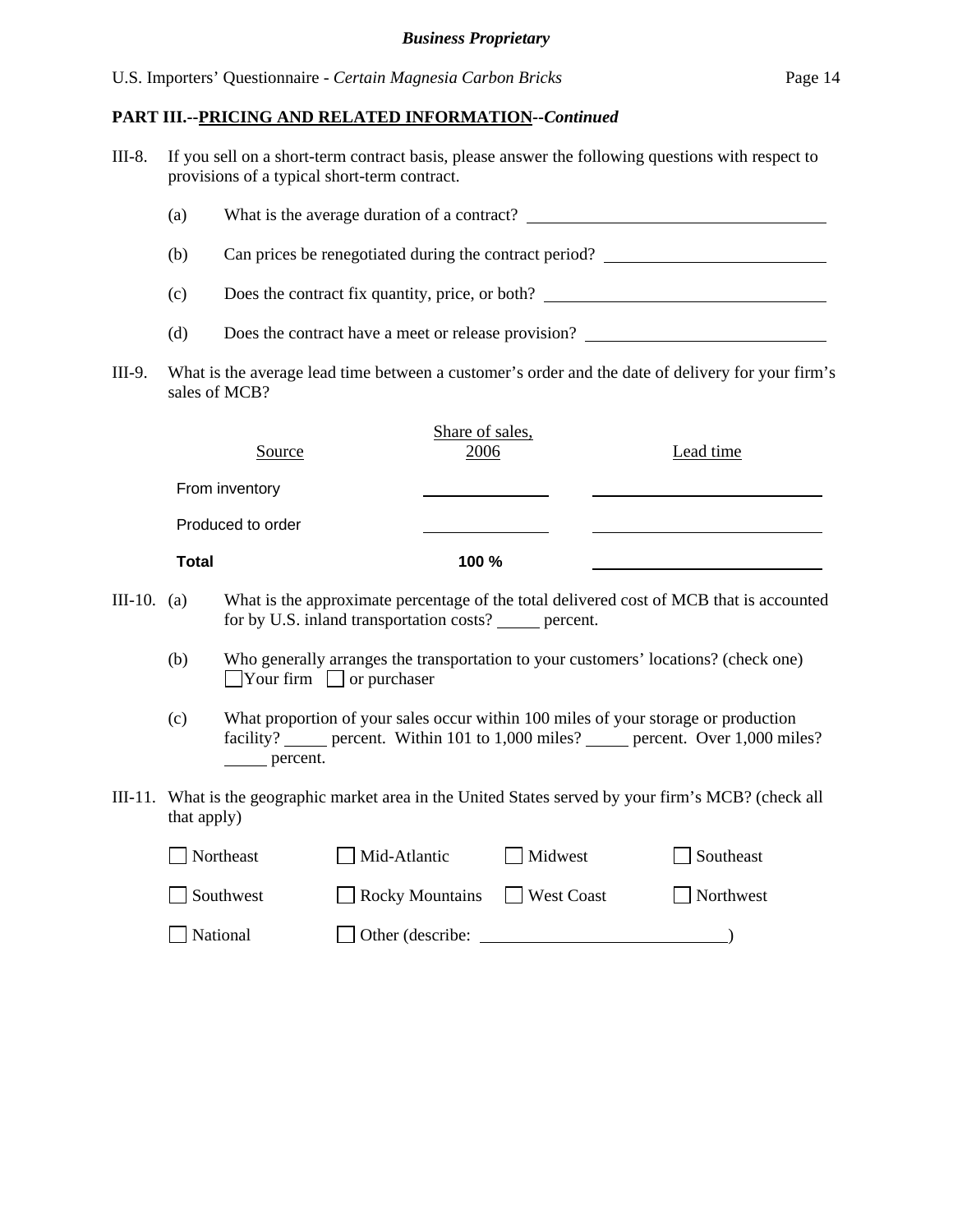**PART III.--PRICING AND RELATED INFORMATION--*Continued***

III-8. If you sell on a short-term contract basis, please answer the following questions with respect to provisions of a typical short-term contract.

(a) What is the average duration of a contract? ______________________

(b) Can prices be renegotiated during the contract period? ______________________

(c) Does the contract fix quantity, price, or both? ______________________

(d) Does the contract have a meet or release provision? ______________________

III-9. What is the average lead time between a customer's order and the date of delivery for your firm's sales of MCB?

| Source | Share of sales, 2006 | Lead time |
|---|---|---|
| From inventory | | |
| Produced to order | | |
| **Total** | **100 %** | |

III-10. (a) What is the approximate percentage of the total delivered cost of MCB that is accounted for by U.S. inland transportation costs? _____ percent.

(b) Who generally arranges the transportation to your customers' locations? (check one)
☐ Your firm ☐ or purchaser

(c) What proportion of your sales occur within 100 miles of your storage or production facility? _____ percent. Within 101 to 1,000 miles? _____ percent. Over 1,000 miles? _____ percent.

III-11. What is the geographic market area in the United States served by your firm's MCB? (check all that apply)

☐ Northeast ☐ Mid-Atlantic ☐ Midwest ☐ Southeast

☐ Southwest ☐ Rocky Mountains ☐ West Coast ☐ Northwest

☐ National ☐ Other (describe: ______________________)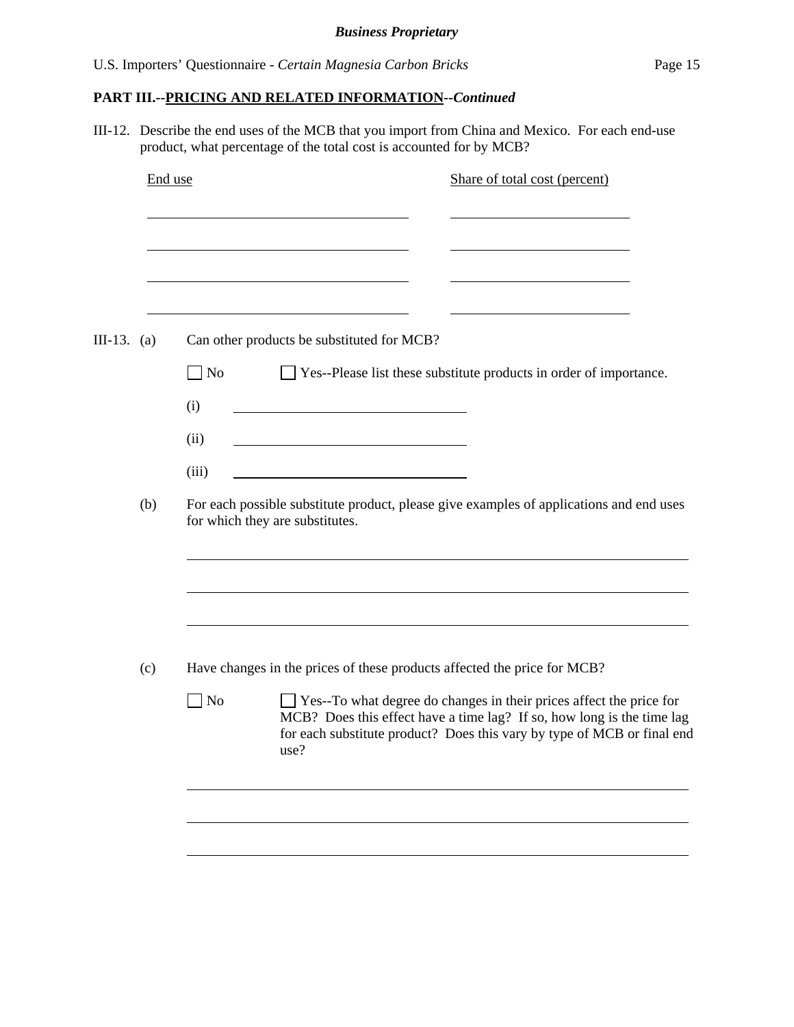**PART III.--PRICING AND RELATED INFORMATION--*Continued***

III-12. Describe the end uses of the MCB that you import from China and Mexico. For each end-use product, what percentage of the total cost is accounted for by MCB?

| End use | Share of total cost (percent) |
|---|---|
| | |
| | |
| | |
| | |

III-13. (a) Can other products be substituted for MCB?

☐ No ☐ Yes--Please list these substitute products in order of importance.

(i) \_\_\_\_\_\_\_\_\_\_\_\_\_\_\_\_\_\_\_\_

(ii) \_\_\_\_\_\_\_\_\_\_\_\_\_\_\_\_\_\_\_\_

(iii) \_\_\_\_\_\_\_\_\_\_\_\_\_\_\_\_\_\_\_\_

(b) For each possible substitute product, please give examples of applications and end uses for which they are substitutes.

\_\_\_\_\_\_\_\_\_\_\_\_\_\_\_\_\_\_\_\_\_\_\_\_\_\_\_\_\_\_\_\_\_\_\_\_\_\_\_\_

\_\_\_\_\_\_\_\_\_\_\_\_\_\_\_\_\_\_\_\_\_\_\_\_\_\_\_\_\_\_\_\_\_\_\_\_\_\_\_\_

\_\_\_\_\_\_\_\_\_\_\_\_\_\_\_\_\_\_\_\_\_\_\_\_\_\_\_\_\_\_\_\_\_\_\_\_\_\_\_\_

(c) Have changes in the prices of these products affected the price for MCB?

☐ No ☐ Yes--To what degree do changes in their prices affect the price for MCB? Does this effect have a time lag? If so, how long is the time lag for each substitute product? Does this vary by type of MCB or final end use?

\_\_\_\_\_\_\_\_\_\_\_\_\_\_\_\_\_\_\_\_\_\_\_\_\_\_\_\_\_\_\_\_\_\_\_\_\_\_\_\_

\_\_\_\_\_\_\_\_\_\_\_\_\_\_\_\_\_\_\_\_\_\_\_\_\_\_\_\_\_\_\_\_\_\_\_\_\_\_\_\_

\_\_\_\_\_\_\_\_\_\_\_\_\_\_\_\_\_\_\_\_\_\_\_\_\_\_\_\_\_\_\_\_\_\_\_\_\_\_\_\_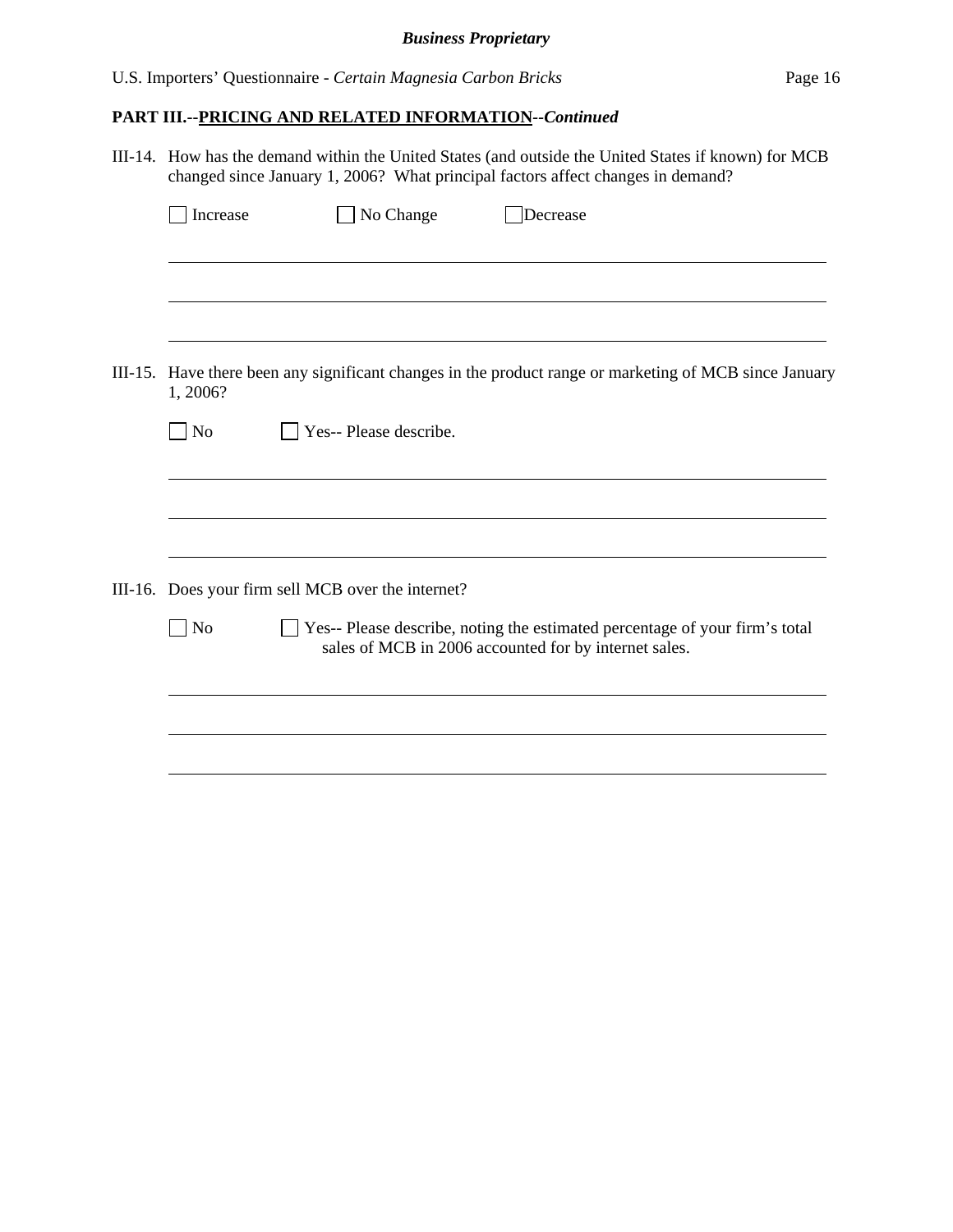## PART III.--PRICING AND RELATED INFORMATION--*Continued*

III-14. How has the demand within the United States (and outside the United States if known) for MCB changed since January 1, 2006? What principal factors affect changes in demand?

☐ Increase ☐ No Change ☐ Decrease

\_\_\_\_\_\_\_\_\_\_\_\_\_\_\_\_\_\_\_\_\_\_\_\_\_\_\_\_\_\_\_\_\_\_\_\_\_\_\_\_\_\_\_\_\_\_\_\_\_\_\_\_\_\_\_\_\_\_\_\_\_\_\_\_\_\_\_\_\_\_\_\_\_\_\_\_

\_\_\_\_\_\_\_\_\_\_\_\_\_\_\_\_\_\_\_\_\_\_\_\_\_\_\_\_\_\_\_\_\_\_\_\_\_\_\_\_\_\_\_\_\_\_\_\_\_\_\_\_\_\_\_\_\_\_\_\_\_\_\_\_\_\_\_\_\_\_\_\_\_\_\_\_

\_\_\_\_\_\_\_\_\_\_\_\_\_\_\_\_\_\_\_\_\_\_\_\_\_\_\_\_\_\_\_\_\_\_\_\_\_\_\_\_\_\_\_\_\_\_\_\_\_\_\_\_\_\_\_\_\_\_\_\_\_\_\_\_\_\_\_\_\_\_\_\_\_\_\_\_

III-15. Have there been any significant changes in the product range or marketing of MCB since January 1, 2006?

☐ No ☐ Yes-- Please describe.

\_\_\_\_\_\_\_\_\_\_\_\_\_\_\_\_\_\_\_\_\_\_\_\_\_\_\_\_\_\_\_\_\_\_\_\_\_\_\_\_\_\_\_\_\_\_\_\_\_\_\_\_\_\_\_\_\_\_\_\_\_\_\_\_\_\_\_\_\_\_\_\_\_\_\_\_

\_\_\_\_\_\_\_\_\_\_\_\_\_\_\_\_\_\_\_\_\_\_\_\_\_\_\_\_\_\_\_\_\_\_\_\_\_\_\_\_\_\_\_\_\_\_\_\_\_\_\_\_\_\_\_\_\_\_\_\_\_\_\_\_\_\_\_\_\_\_\_\_\_\_\_\_

\_\_\_\_\_\_\_\_\_\_\_\_\_\_\_\_\_\_\_\_\_\_\_\_\_\_\_\_\_\_\_\_\_\_\_\_\_\_\_\_\_\_\_\_\_\_\_\_\_\_\_\_\_\_\_\_\_\_\_\_\_\_\_\_\_\_\_\_\_\_\_\_\_\_\_\_

III-16. Does your firm sell MCB over the internet?

☐ No ☐ Yes-- Please describe, noting the estimated percentage of your firm's total sales of MCB in 2006 accounted for by internet sales.

\_\_\_\_\_\_\_\_\_\_\_\_\_\_\_\_\_\_\_\_\_\_\_\_\_\_\_\_\_\_\_\_\_\_\_\_\_\_\_\_\_\_\_\_\_\_\_\_\_\_\_\_\_\_\_\_\_\_\_\_\_\_\_\_\_\_\_\_\_\_\_\_\_\_\_\_

\_\_\_\_\_\_\_\_\_\_\_\_\_\_\_\_\_\_\_\_\_\_\_\_\_\_\_\_\_\_\_\_\_\_\_\_\_\_\_\_\_\_\_\_\_\_\_\_\_\_\_\_\_\_\_\_\_\_\_\_\_\_\_\_\_\_\_\_\_\_\_\_\_\_\_\_

\_\_\_\_\_\_\_\_\_\_\_\_\_\_\_\_\_\_\_\_\_\_\_\_\_\_\_\_\_\_\_\_\_\_\_\_\_\_\_\_\_\_\_\_\_\_\_\_\_\_\_\_\_\_\_\_\_\_\_\_\_\_\_\_\_\_\_\_\_\_\_\_\_\_\_\_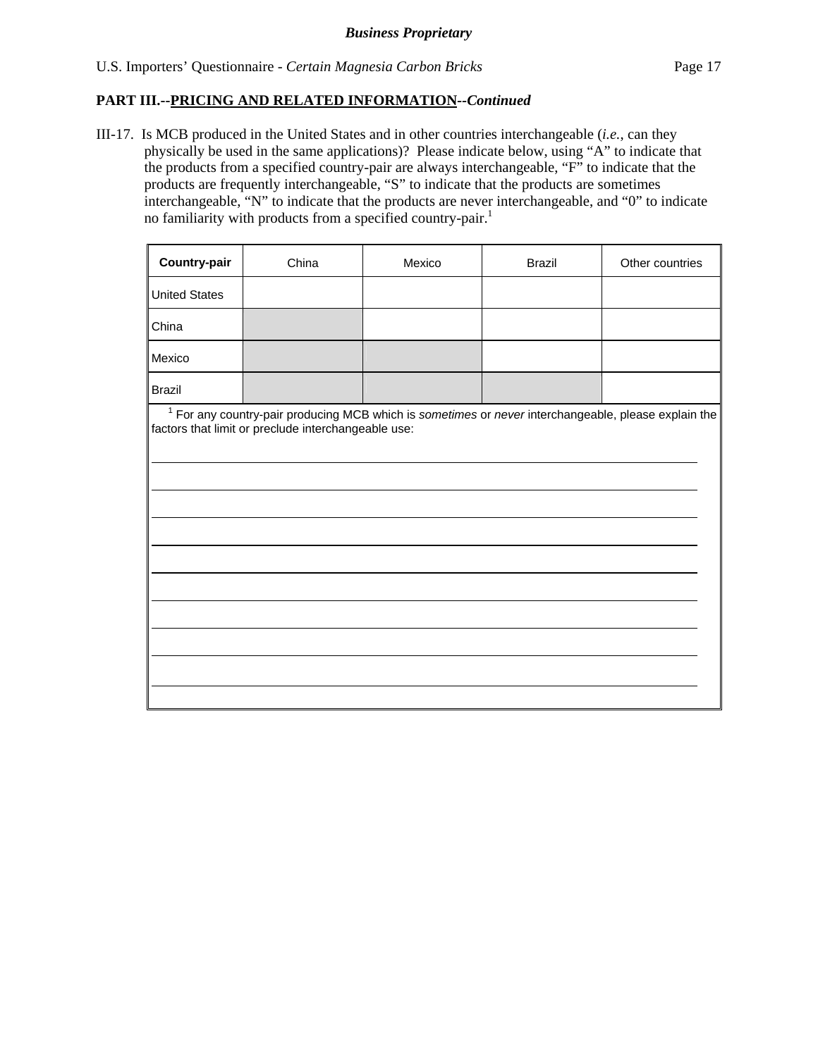**Business Proprietary**

## PART III.--PRICING AND RELATED INFORMATION--*Continued*

III-17. Is MCB produced in the United States and in other countries interchangeable (*i.e.*, can they physically be used in the same applications)? Please indicate below, using "A" to indicate that the products from a specified country-pair are always interchangeable, "F" to indicate that the products are frequently interchangeable, "S" to indicate that the products are sometimes interchangeable, "N" to indicate that the products are never interchangeable, and "0" to indicate no familiarity with products from a specified country-pair.[1]

| **Country-pair** | China | Mexico | Brazil | Other countries |
|---|---|---|---|---|
| United States | | | | |
| China | | | | |
| Mexico | | | | |
| Brazil | | | | |

[1] For any country-pair producing MCB which is *sometimes* or *never* interchangeable, please explain the factors that limit or preclude interchangeable use:

______________________________________________________________________

______________________________________________________________________

______________________________________________________________________

______________________________________________________________________

______________________________________________________________________

______________________________________________________________________

______________________________________________________________________

______________________________________________________________________

______________________________________________________________________

______________________________________________________________________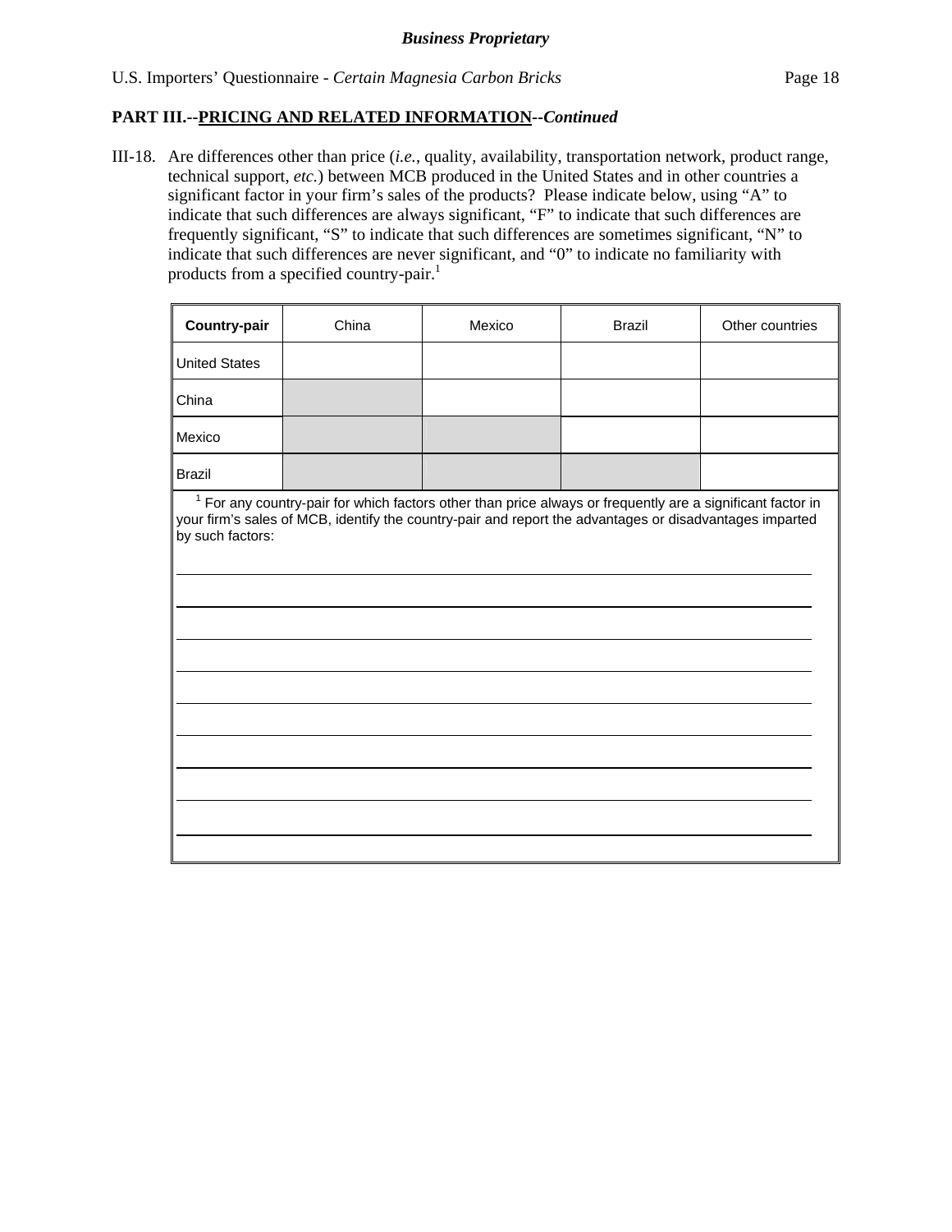**PART III.--PRICING AND RELATED INFORMATION--*Continued***

III-18. Are differences other than price (*i.e.*, quality, availability, transportation network, product range, technical support, *etc.*) between MCB produced in the United States and in other countries a significant factor in your firm's sales of the products? Please indicate below, using "A" to indicate that such differences are always significant, "F" to indicate that such differences are frequently significant, "S" to indicate that such differences are sometimes significant, "N" to indicate that such differences are never significant, and "0" to indicate no familiarity with products from a specified country-pair.[1]

| **Country-pair** | China | Mexico | Brazil | Other countries |
|---|---|---|---|---|
| United States | | | | |
| China | | | | |
| Mexico | | | | |
| Brazil | | | | |

[1] For any country-pair for which factors other than price always or frequently are a significant factor in your firm's sales of MCB, identify the country-pair and report the advantages or disadvantages imparted by such factors:

______________________________________________________________________

______________________________________________________________________

______________________________________________________________________

______________________________________________________________________

______________________________________________________________________

______________________________________________________________________

______________________________________________________________________

______________________________________________________________________

______________________________________________________________________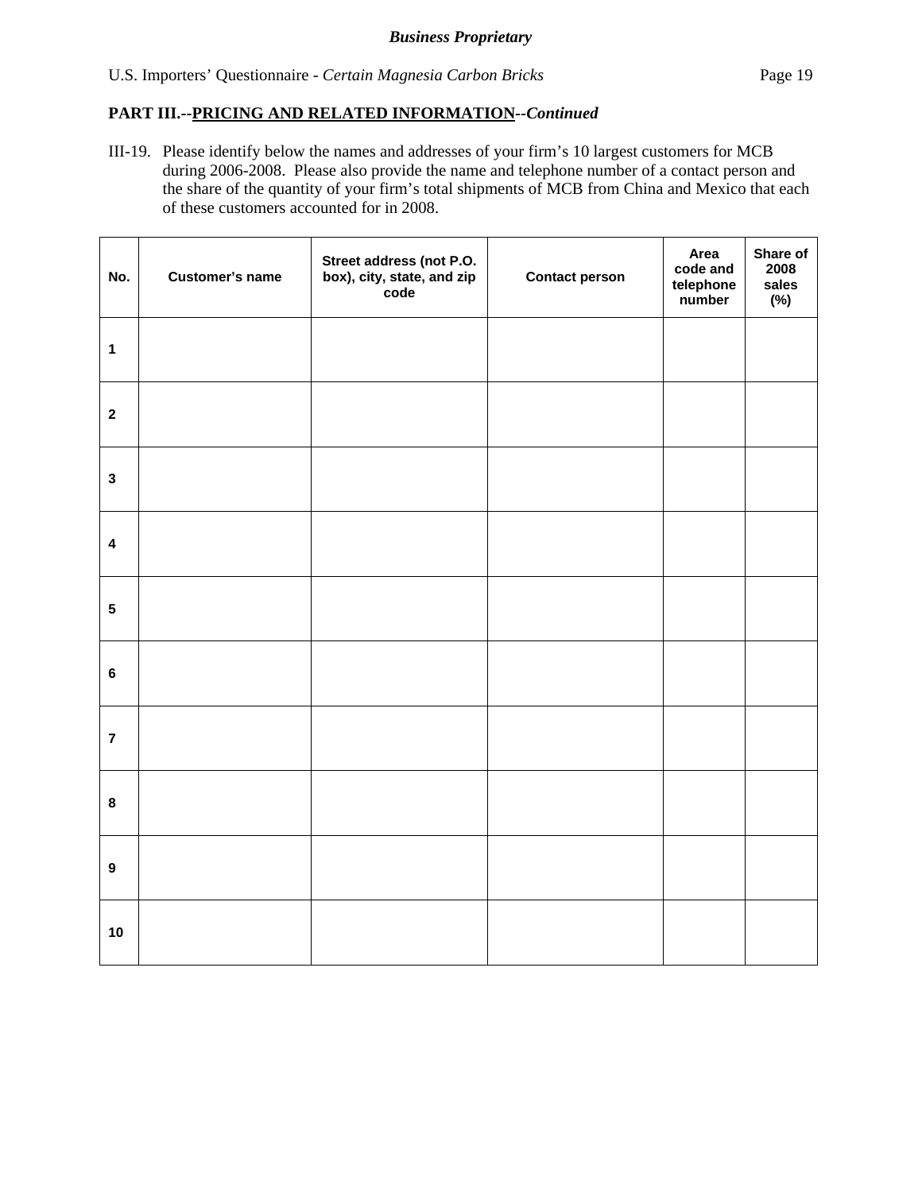**PART III.--PRICING AND RELATED INFORMATION--*Continued***

III-19. Please identify below the names and addresses of your firm's 10 largest customers for MCB during 2006-2008. Please also provide the name and telephone number of a contact person and the share of the quantity of your firm's total shipments of MCB from China and Mexico that each of these customers accounted for in 2008.

| No. | Customer's name | Street address (not P.O. box), city, state, and zip code | Contact person | Area code and telephone number | Share of 2008 sales (%) |
|---|---|---|---|---|---|
| 1 | | | | | |
| 2 | | | | | |
| 3 | | | | | |
| 4 | | | | | |
| 5 | | | | | |
| 6 | | | | | |
| 7 | | | | | |
| 8 | | | | | |
| 9 | | | | | |
| 10 | | | | | |